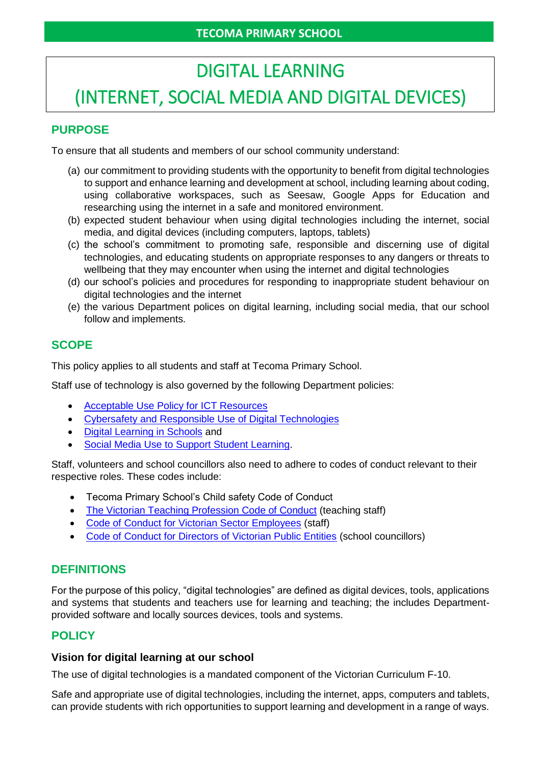TECOMA PRIMARY SCHOOL

# DIGITAL LEARNING
# (INTERNET, SOCIAL MEDIA AND DIGITAL DEVICES)

## PURPOSE

To ensure that all students and members of our school community understand:

(a) our commitment to providing students with the opportunity to benefit from digital technologies to support and enhance learning and development at school, including learning about coding, using collaborative workspaces, such as Seesaw, Google Apps for Education and researching using the internet in a safe and monitored environment.
(b) expected student behaviour when using digital technologies including the internet, social media, and digital devices (including computers, laptops, tablets)
(c) the school's commitment to promoting safe, responsible and discerning use of digital technologies, and educating students on appropriate responses to any dangers or threats to wellbeing that they may encounter when using the internet and digital technologies
(d) our school's policies and procedures for responding to inappropriate student behaviour on digital technologies and the internet
(e) the various Department polices on digital learning, including social media, that our school follow and implements.

## SCOPE

This policy applies to all students and staff at Tecoma Primary School.

Staff use of technology is also governed by the following Department policies:

- Acceptable Use Policy for ICT Resources
- Cybersafety and Responsible Use of Digital Technologies
- Digital Learning in Schools and
- Social Media Use to Support Student Learning.

Staff, volunteers and school councillors also need to adhere to codes of conduct relevant to their respective roles. These codes include:

- Tecoma Primary School's Child safety Code of Conduct
- The Victorian Teaching Profession Code of Conduct (teaching staff)
- Code of Conduct for Victorian Sector Employees (staff)
- Code of Conduct for Directors of Victorian Public Entities (school councillors)

## DEFINITIONS

For the purpose of this policy, "digital technologies" are defined as digital devices, tools, applications and systems that students and teachers use for learning and teaching; the includes Department-provided software and locally sources devices, tools and systems.

## POLICY

### Vision for digital learning at our school

The use of digital technologies is a mandated component of the Victorian Curriculum F-10.

Safe and appropriate use of digital technologies, including the internet, apps, computers and tablets, can provide students with rich opportunities to support learning and development in a range of ways.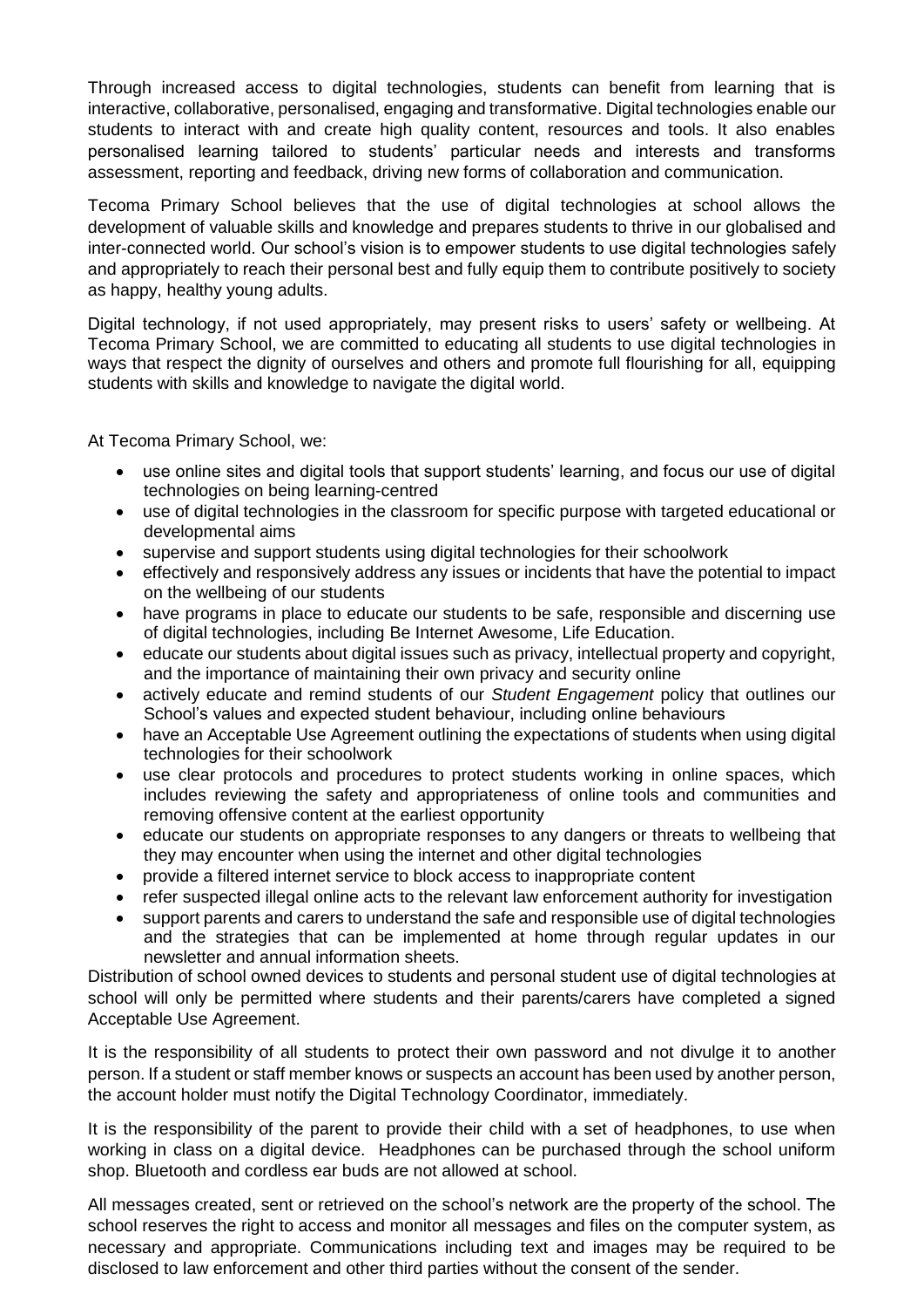Through increased access to digital technologies, students can benefit from learning that is interactive, collaborative, personalised, engaging and transformative. Digital technologies enable our students to interact with and create high quality content, resources and tools. It also enables personalised learning tailored to students' particular needs and interests and transforms assessment, reporting and feedback, driving new forms of collaboration and communication.

Tecoma Primary School believes that the use of digital technologies at school allows the development of valuable skills and knowledge and prepares students to thrive in our globalised and inter-connected world. Our school's vision is to empower students to use digital technologies safely and appropriately to reach their personal best and fully equip them to contribute positively to society as happy, healthy young adults.

Digital technology, if not used appropriately, may present risks to users' safety or wellbeing. At Tecoma Primary School, we are committed to educating all students to use digital technologies in ways that respect the dignity of ourselves and others and promote full flourishing for all, equipping students with skills and knowledge to navigate the digital world.

At Tecoma Primary School, we:

- use online sites and digital tools that support students' learning, and focus our use of digital technologies on being learning-centred
- use of digital technologies in the classroom for specific purpose with targeted educational or developmental aims
- supervise and support students using digital technologies for their schoolwork
- effectively and responsively address any issues or incidents that have the potential to impact on the wellbeing of our students
- have programs in place to educate our students to be safe, responsible and discerning use of digital technologies, including Be Internet Awesome, Life Education.
- educate our students about digital issues such as privacy, intellectual property and copyright, and the importance of maintaining their own privacy and security online
- actively educate and remind students of our *Student Engagement* policy that outlines our School's values and expected student behaviour, including online behaviours
- have an Acceptable Use Agreement outlining the expectations of students when using digital technologies for their schoolwork
- use clear protocols and procedures to protect students working in online spaces, which includes reviewing the safety and appropriateness of online tools and communities and removing offensive content at the earliest opportunity
- educate our students on appropriate responses to any dangers or threats to wellbeing that they may encounter when using the internet and other digital technologies
- provide a filtered internet service to block access to inappropriate content
- refer suspected illegal online acts to the relevant law enforcement authority for investigation
- support parents and carers to understand the safe and responsible use of digital technologies and the strategies that can be implemented at home through regular updates in our newsletter and annual information sheets.

Distribution of school owned devices to students and personal student use of digital technologies at school will only be permitted where students and their parents/carers have completed a signed Acceptable Use Agreement.

It is the responsibility of all students to protect their own password and not divulge it to another person. If a student or staff member knows or suspects an account has been used by another person, the account holder must notify the Digital Technology Coordinator, immediately.

It is the responsibility of the parent to provide their child with a set of headphones, to use when working in class on a digital device. Headphones can be purchased through the school uniform shop. Bluetooth and cordless ear buds are not allowed at school.

All messages created, sent or retrieved on the school's network are the property of the school. The school reserves the right to access and monitor all messages and files on the computer system, as necessary and appropriate. Communications including text and images may be required to be disclosed to law enforcement and other third parties without the consent of the sender.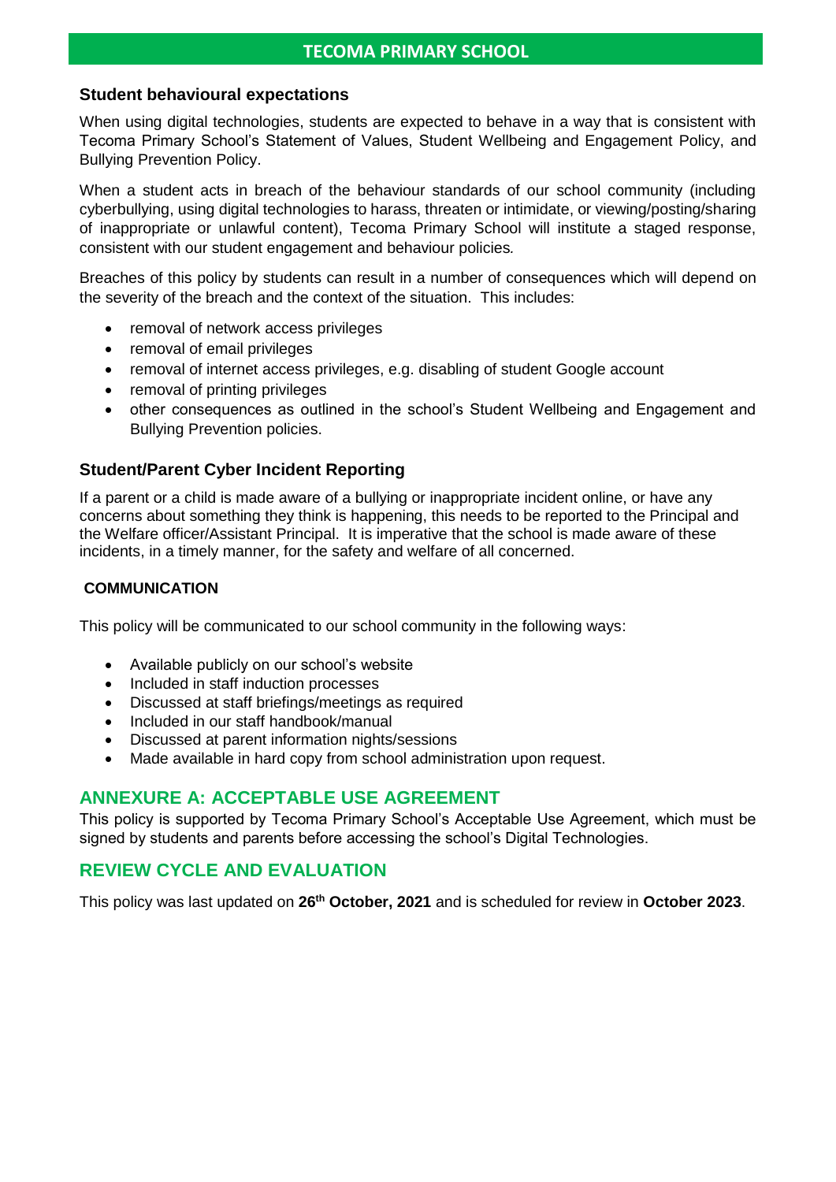### Student behavioural expectations

When using digital technologies, students are expected to behave in a way that is consistent with Tecoma Primary School's Statement of Values, Student Wellbeing and Engagement Policy, and Bullying Prevention Policy.

When a student acts in breach of the behaviour standards of our school community (including cyberbullying, using digital technologies to harass, threaten or intimidate, or viewing/posting/sharing of inappropriate or unlawful content), Tecoma Primary School will institute a staged response, consistent with our student engagement and behaviour policies.

Breaches of this policy by students can result in a number of consequences which will depend on the severity of the breach and the context of the situation. This includes:

- removal of network access privileges
- removal of email privileges
- removal of internet access privileges, e.g. disabling of student Google account
- removal of printing privileges
- other consequences as outlined in the school's Student Wellbeing and Engagement and Bullying Prevention policies.

### Student/Parent Cyber Incident Reporting

If a parent or a child is made aware of a bullying or inappropriate incident online, or have any concerns about something they think is happening, this needs to be reported to the Principal and the Welfare officer/Assistant Principal. It is imperative that the school is made aware of these incidents, in a timely manner, for the safety and welfare of all concerned.

#### COMMUNICATION

This policy will be communicated to our school community in the following ways:

- Available publicly on our school's website
- Included in staff induction processes
- Discussed at staff briefings/meetings as required
- Included in our staff handbook/manual
- Discussed at parent information nights/sessions
- Made available in hard copy from school administration upon request.

## ANNEXURE A: ACCEPTABLE USE AGREEMENT

This policy is supported by Tecoma Primary School's Acceptable Use Agreement, which must be signed by students and parents before accessing the school's Digital Technologies.

## REVIEW CYCLE AND EVALUATION

This policy was last updated on **26th October, 2021** and is scheduled for review in **October 2023**.